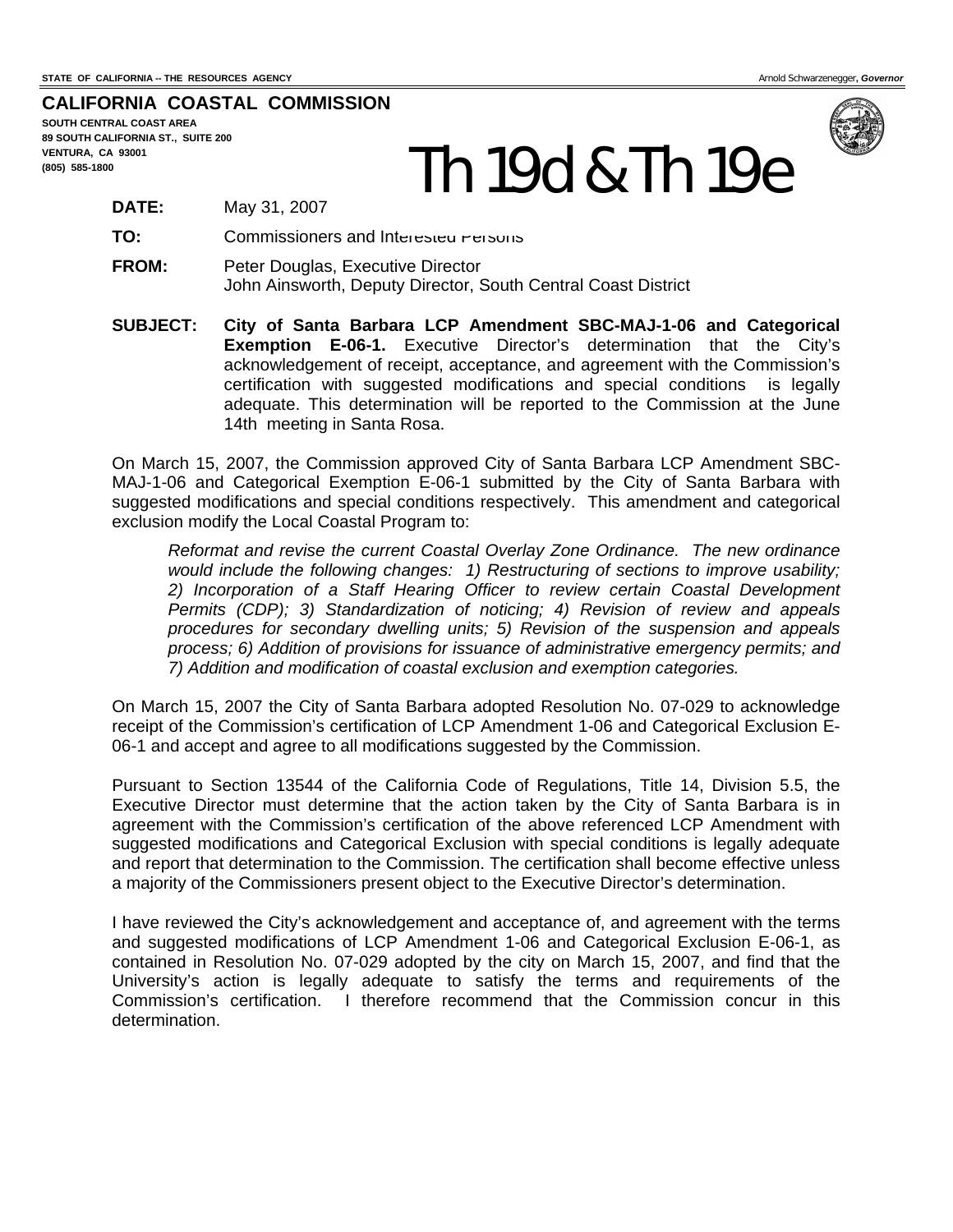STATE OF CALIFORNIA -- THE RESOURCES AGENCY Arnold Schwarzenegger, ***Governor***

**CALIFORNIA COASTAL COMMISSION**
**SOUTH CENTRAL COAST AREA**
**89 SOUTH CALIFORNIA ST., SUITE 200**
**VENTURA, CA 93001**
**(805) 585-1800**

# Th 19d & Th 19e

**DATE:** May 31, 2007

**TO:** Commissioners and Interested Persons

**FROM:** Peter Douglas, Executive Director
John Ainsworth, Deputy Director, South Central Coast District

**SUBJECT:** **City of Santa Barbara LCP Amendment SBC-MAJ-1-06 and Categorical Exemption E-06-1.** Executive Director's determination that the City's acknowledgement of receipt, acceptance, and agreement with the Commission's certification with suggested modifications and special conditions is legally adequate. This determination will be reported to the Commission at the June 14th meeting in Santa Rosa.

On March 15, 2007, the Commission approved City of Santa Barbara LCP Amendment SBC-MAJ-1-06 and Categorical Exemption E-06-1 submitted by the City of Santa Barbara with suggested modifications and special conditions respectively. This amendment and categorical exclusion modify the Local Coastal Program to:

> *Reformat and revise the current Coastal Overlay Zone Ordinance. The new ordinance would include the following changes: 1) Restructuring of sections to improve usability; 2) Incorporation of a Staff Hearing Officer to review certain Coastal Development Permits (CDP); 3) Standardization of noticing; 4) Revision of review and appeals procedures for secondary dwelling units; 5) Revision of the suspension and appeals process; 6) Addition of provisions for issuance of administrative emergency permits; and 7) Addition and modification of coastal exclusion and exemption categories.*

On March 15, 2007 the City of Santa Barbara adopted Resolution No. 07-029 to acknowledge receipt of the Commission's certification of LCP Amendment 1-06 and Categorical Exclusion E-06-1 and accept and agree to all modifications suggested by the Commission.

Pursuant to Section 13544 of the California Code of Regulations, Title 14, Division 5.5, the Executive Director must determine that the action taken by the City of Santa Barbara is in agreement with the Commission's certification of the above referenced LCP Amendment with suggested modifications and Categorical Exclusion with special conditions is legally adequate and report that determination to the Commission. The certification shall become effective unless a majority of the Commissioners present object to the Executive Director's determination.

I have reviewed the City's acknowledgement and acceptance of, and agreement with the terms and suggested modifications of LCP Amendment 1-06 and Categorical Exclusion E-06-1, as contained in Resolution No. 07-029 adopted by the city on March 15, 2007, and find that the University's action is legally adequate to satisfy the terms and requirements of the Commission's certification. I therefore recommend that the Commission concur in this determination.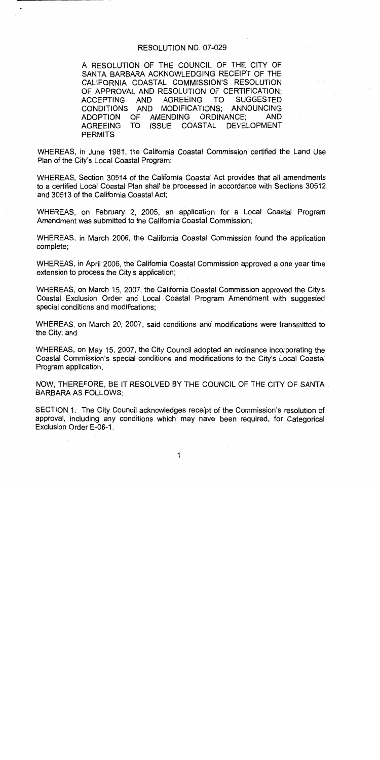# RESOLUTION NO. 07-029

A RESOLUTION OF THE COUNCIL OF THE CITY OF SANTA BARBARA ACKNOWLEDGING RECEIPT OF THE CALIFORNIA COASTAL COMMISSION'S RESOLUTION OF APPROVAL AND RESOLUTION OF CERTIFICATION; ACCEPTING AND AGREEING TO SUGGESTED CONDITIONS AND MODIFICATIONS; ANNOUNCING ADOPTION OF AMENDING ORDINANCE; AND AGREEING TO ISSUE COASTAL DEVELOPMENT PERMITS

WHEREAS, in June 1981, the California Coastal Commission certified the Land Use Plan of the City's Local Coastal Program;

WHEREAS, Section 30514 of the California Coastal Act provides that all amendments to a certified Local Coastal Plan shall be processed in accordance with Sections 30512 and 30513 of the California Coastal Act;

WHEREAS, on February 2, 2005, an application for a Local Coastal Program Amendment was submitted to the California Coastal Commission;

WHEREAS, in March 2006, the California Coastal Commission found the application complete;

WHEREAS, in April 2006, the California Coastal Commission approved a one year time extension to process the City's application;

WHEREAS, on March 15, 2007, the California Coastal Commission approved the City's Coastal Exclusion Order and Local Coastal Program Amendment with suggested special conditions and modifications;

WHEREAS, on March 20, 2007, said conditions and modifications were transmitted to the City; and

WHEREAS, on May 15, 2007, the City Council adopted an ordinance incorporating the Coastal Commission's special conditions and modifications to the City's Local Coastal Program application.

NOW, THEREFORE, BE IT RESOLVED BY THE COUNCIL OF THE CITY OF SANTA BARBARA AS FOLLOWS:

SECTION 1. The City Council acknowledges receipt of the Commission's resolution of approval, including any conditions which may have been required, for Categorical Exclusion Order E-06-1.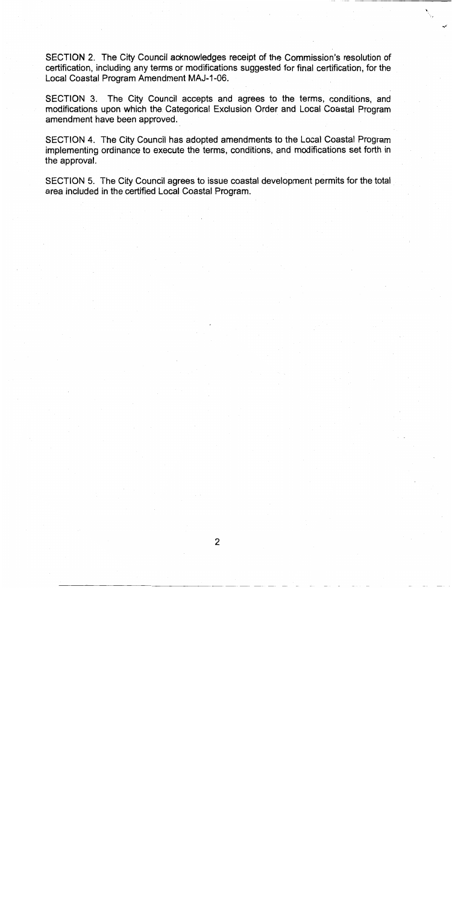SECTION 2. The City Council acknowledges receipt of the Commission's resolution of certification, including any terms or modifications suggested for final certification, for the Local Coastal Program Amendment MAJ-1-06.

SECTION 3. The City Council accepts and agrees to the terms, conditions, and modifications upon which the Categorical Exclusion Order and Local Coastal Program amendment have been approved.

SECTION 4. The City Council has adopted amendments to the Local Coastal Program implementing ordinance to execute the terms, conditions, and modifications set forth in the approval.

SECTION 5. The City Council agrees to issue coastal development permits for the total area included in the certified Local Coastal Program.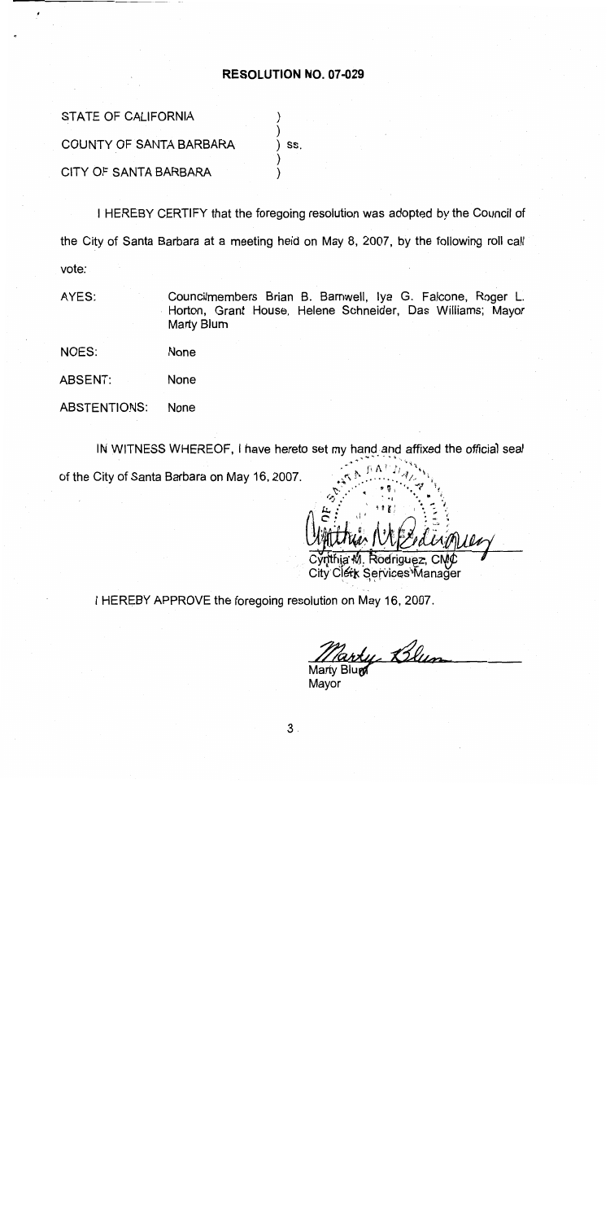# RESOLUTION NO. 07-029

STATE OF CALIFORNIA )
)
COUNTY OF SANTA BARBARA ) ss.
)
CITY OF SANTA BARBARA )

I HEREBY CERTIFY that the foregoing resolution was adopted by the Council of the City of Santa Barbara at a meeting held on May 8, 2007, by the following roll call vote:

AYES: Councilmembers Brian B. Barnwell, Iya G. Falcone, Roger L. Horton, Grant House, Helene Schneider, Das Williams; Mayor Marty Blum

NOES: None

ABSENT: None

ABSTENTIONS: None

IN WITNESS WHEREOF, I have hereto set my hand and affixed the official seal of the City of Santa Barbara on May 16, 2007.

Cynthia M. Rodriguez, CMC
City Clerk Services Manager

I HEREBY APPROVE the foregoing resolution on May 16, 2007.

Marty Blum
Mayor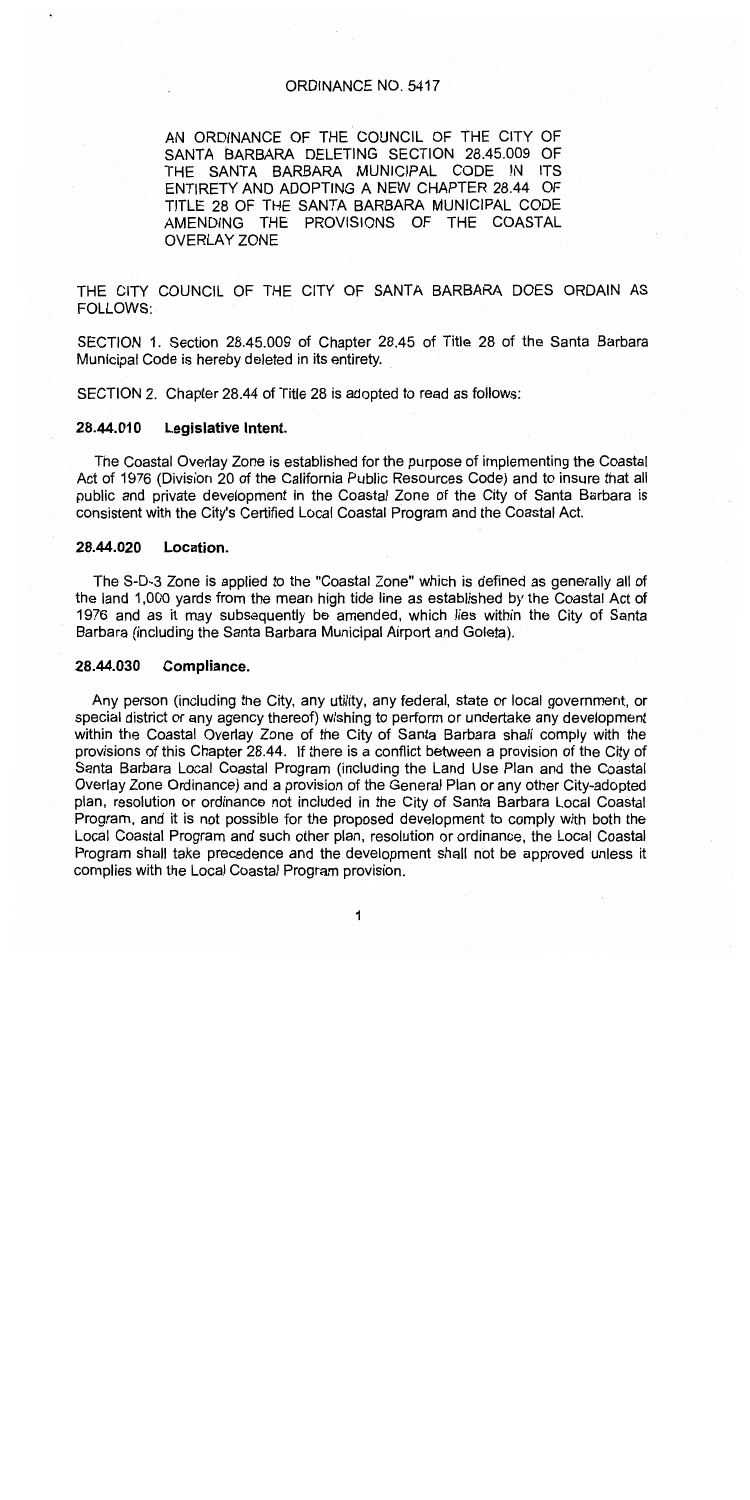# ORDINANCE NO. 5417

AN ORDINANCE OF THE COUNCIL OF THE CITY OF SANTA BARBARA DELETING SECTION 28.45.009 OF THE SANTA BARBARA MUNICIPAL CODE IN ITS ENTIRETY AND ADOPTING A NEW CHAPTER 28.44 OF TITLE 28 OF THE SANTA BARBARA MUNICIPAL CODE AMENDING THE PROVISIONS OF THE COASTAL OVERLAY ZONE

THE CITY COUNCIL OF THE CITY OF SANTA BARBARA DOES ORDAIN AS FOLLOWS:

SECTION 1. Section 28.45.009 of Chapter 28.45 of Title 28 of the Santa Barbara Municipal Code is hereby deleted in its entirety.

SECTION 2. Chapter 28.44 of Title 28 is adopted to read as follows:

### 28.44.010 Legislative Intent.

The Coastal Overlay Zone is established for the purpose of implementing the Coastal Act of 1976 (Division 20 of the California Public Resources Code) and to insure that all public and private development in the Coastal Zone of the City of Santa Barbara is consistent with the City's Certified Local Coastal Program and the Coastal Act.

### 28.44.020 Location.

The S-D-3 Zone is applied to the "Coastal Zone" which is defined as generally all of the land 1,000 yards from the mean high tide line as established by the Coastal Act of 1976 and as it may subsequently be amended, which lies within the City of Santa Barbara (including the Santa Barbara Municipal Airport and Goleta).

### 28.44.030 Compliance.

Any person (including the City, any utility, any federal, state or local government, or special district or any agency thereof) wishing to perform or undertake any development within the Coastal Overlay Zone of the City of Santa Barbara shall comply with the provisions of this Chapter 28.44. If there is a conflict between a provision of the City of Santa Barbara Local Coastal Program (including the Land Use Plan and the Coastal Overlay Zone Ordinance) and a provision of the General Plan or any other City-adopted plan, resolution or ordinance not included in the City of Santa Barbara Local Coastal Program, and it is not possible for the proposed development to comply with both the Local Coastal Program and such other plan, resolution or ordinance, the Local Coastal Program shall take precedence and the development shall not be approved unless it complies with the Local Coastal Program provision.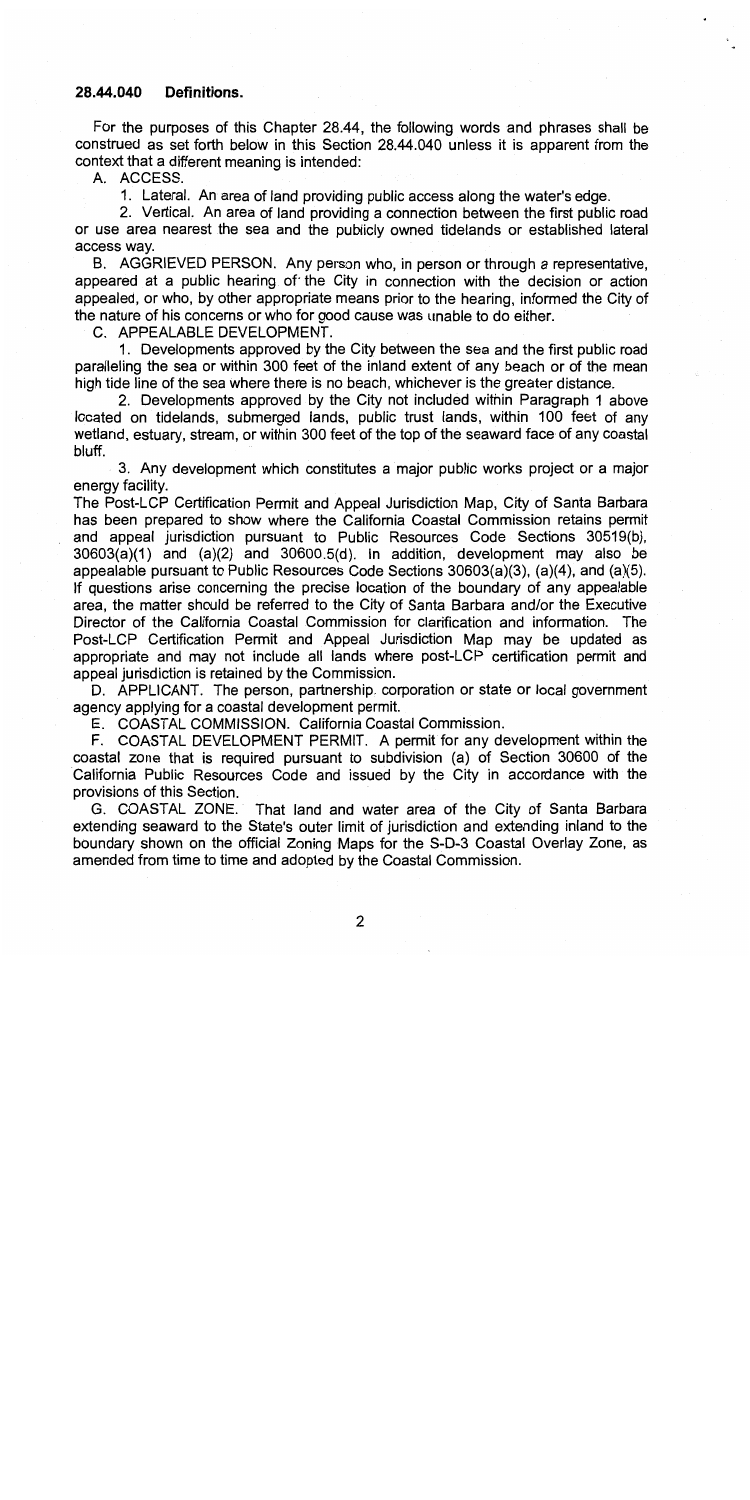**28.44.040 Definitions.**

For the purposes of this Chapter 28.44, the following words and phrases shall be construed as set forth below in this Section 28.44.040 unless it is apparent from the context that a different meaning is intended:

A. ACCESS.

1. Lateral. An area of land providing public access along the water's edge.

2. Vertical. An area of land providing a connection between the first public road or use area nearest the sea and the publicly owned tidelands or established lateral access way.

B. AGGRIEVED PERSON. Any person who, in person or through a representative, appeared at a public hearing of the City in connection with the decision or action appealed, or who, by other appropriate means prior to the hearing, informed the City of the nature of his concerns or who for good cause was unable to do either.

C. APPEALABLE DEVELOPMENT.

1. Developments approved by the City between the sea and the first public road paralleling the sea or within 300 feet of the inland extent of any beach or of the mean high tide line of the sea where there is no beach, whichever is the greater distance.

2. Developments approved by the City not included within Paragraph 1 above located on tidelands, submerged lands, public trust lands, within 100 feet of any wetland, estuary, stream, or within 300 feet of the top of the seaward face of any coastal bluff.

3. Any development which constitutes a major public works project or a major energy facility.

The Post-LCP Certification Permit and Appeal Jurisdiction Map, City of Santa Barbara has been prepared to show where the California Coastal Commission retains permit and appeal jurisdiction pursuant to Public Resources Code Sections 30519(b), 30603(a)(1) and (a)(2) and 30600.5(d). In addition, development may also be appealable pursuant to Public Resources Code Sections 30603(a)(3), (a)(4), and (a)(5). If questions arise concerning the precise location of the boundary of any appealable area, the matter should be referred to the City of Santa Barbara and/or the Executive Director of the California Coastal Commission for clarification and information. The Post-LCP Certification Permit and Appeal Jurisdiction Map may be updated as appropriate and may not include all lands where post-LCP certification permit and appeal jurisdiction is retained by the Commission.

D. APPLICANT. The person, partnership, corporation or state or local government agency applying for a coastal development permit.

E. COASTAL COMMISSION. California Coastal Commission.

F. COASTAL DEVELOPMENT PERMIT. A permit for any development within the coastal zone that is required pursuant to subdivision (a) of Section 30600 of the California Public Resources Code and issued by the City in accordance with the provisions of this Section.

G. COASTAL ZONE. That land and water area of the City of Santa Barbara extending seaward to the State's outer limit of jurisdiction and extending inland to the boundary shown on the official Zoning Maps for the S-D-3 Coastal Overlay Zone, as amended from time to time and adopted by the Coastal Commission.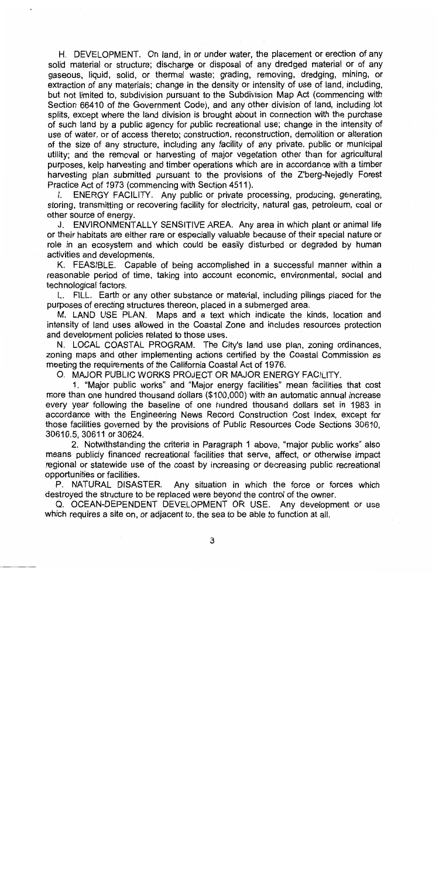H. DEVELOPMENT. On land, in or under water, the placement or erection of any solid material or structure; discharge or disposal of any dredged material or of any gaseous, liquid, solid, or thermal waste; grading, removing, dredging, mining, or extraction of any materials; change in the density or intensity of use of land, including, but not limited to, subdivision pursuant to the Subdivision Map Act (commencing with Section 66410 of the Government Code), and any other division of land, including lot splits, except where the land division is brought about in connection with the purchase of such land by a public agency for public recreational use; change in the intensity of use of water, or of access thereto; construction, reconstruction, demolition or alteration of the size of any structure, including any facility of any private, public or municipal utility; and the removal or harvesting of major vegetation other than for agricultural purposes, kelp harvesting and timber operations which are in accordance with a timber harvesting plan submitted pursuant to the provisions of the Z'berg-Nejedly Forest Practice Act of 1973 (commencing with Section 4511).

I. ENERGY FACILITY. Any public or private processing, producing, generating, storing, transmitting or recovering facility for electricity, natural gas, petroleum, coal or other source of energy.

J. ENVIRONMENTALLY SENSITIVE AREA. Any area in which plant or animal life or their habitats are either rare or especially valuable because of their special nature or role in an ecosystem and which could be easily disturbed or degraded by human activities and developments.

K. FEASIBLE. Capable of being accomplished in a successful manner within a reasonable period of time, taking into account economic, environmental, social and technological factors.

L. FILL. Earth or any other substance or material, including pilings placed for the purposes of erecting structures thereon, placed in a submerged area.

M. LAND USE PLAN. Maps and a text which indicate the kinds, location and intensity of land uses allowed in the Coastal Zone and includes resources protection and development policies related to those uses.

N. LOCAL COASTAL PROGRAM. The City's land use plan, zoning ordinances, zoning maps and other implementing actions certified by the Coastal Commission as meeting the requirements of the California Coastal Act of 1976.

O. MAJOR PUBLIC WORKS PROJECT OR MAJOR ENERGY FACILITY.

1. "Major public works" and "Major energy facilities" mean facilities that cost more than one hundred thousand dollars ($100,000) with an automatic annual increase every year following the baseline of one hundred thousand dollars set in 1983 in accordance with the Engineering News Record Construction Cost Index, except for those facilities governed by the provisions of Public Resources Code Sections 30610, 30610.5, 30611 or 30624.

2. Notwithstanding the criteria in Paragraph 1 above, "major public works" also means publicly financed recreational facilities that serve, affect, or otherwise impact regional or statewide use of the coast by increasing or decreasing public recreational opportunities or facilities.

P. NATURAL DISASTER. Any situation in which the force or forces which destroyed the structure to be replaced were beyond the control of the owner.

Q. OCEAN-DEPENDENT DEVELOPMENT OR USE. Any development or use which requires a site on, or adjacent to, the sea to be able to function at all.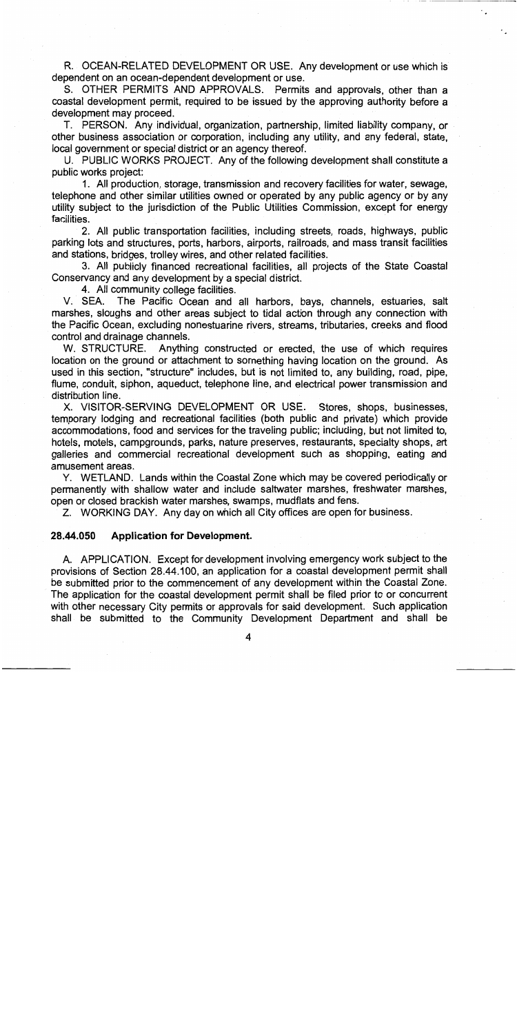R. OCEAN-RELATED DEVELOPMENT OR USE. Any development or use which is dependent on an ocean-dependent development or use.

S. OTHER PERMITS AND APPROVALS. Permits and approvals, other than a coastal development permit, required to be issued by the approving authority before a development may proceed.

T. PERSON. Any individual, organization, partnership, limited liability company, or other business association or corporation, including any utility, and any federal, state, local government or special district or an agency thereof.

U. PUBLIC WORKS PROJECT. Any of the following development shall constitute a public works project:

1. All production, storage, transmission and recovery facilities for water, sewage, telephone and other similar utilities owned or operated by any public agency or by any utility subject to the jurisdiction of the Public Utilities Commission, except for energy facilities.

2. All public transportation facilities, including streets, roads, highways, public parking lots and structures, ports, harbors, airports, railroads, and mass transit facilities and stations, bridges, trolley wires, and other related facilities.

3. All publicly financed recreational facilities, all projects of the State Coastal Conservancy and any development by a special district.

4. All community college facilities.

V. SEA. The Pacific Ocean and all harbors, bays, channels, estuaries, salt marshes, sloughs and other areas subject to tidal action through any connection with the Pacific Ocean, excluding nonestuarine rivers, streams, tributaries, creeks and flood control and drainage channels.

W. STRUCTURE. Anything constructed or erected, the use of which requires location on the ground or attachment to something having location on the ground. As used in this section, "structure" includes, but is not limited to, any building, road, pipe, flume, conduit, siphon, aqueduct, telephone line, and electrical power transmission and distribution line.

X. VISITOR-SERVING DEVELOPMENT OR USE. Stores, shops, businesses, temporary lodging and recreational facilities (both public and private) which provide accommodations, food and services for the traveling public; including, but not limited to, hotels, motels, campgrounds, parks, nature preserves, restaurants, specialty shops, art galleries and commercial recreational development such as shopping, eating and amusement areas.

Y. WETLAND. Lands within the Coastal Zone which may be covered periodically or permanently with shallow water and include saltwater marshes, freshwater marshes, open or closed brackish water marshes, swamps, mudflats and fens.

Z. WORKING DAY. Any day on which all City offices are open for business.

### 28.44.050 Application for Development.

A. APPLICATION. Except for development involving emergency work subject to the provisions of Section 28.44.100, an application for a coastal development permit shall be submitted prior to the commencement of any development within the Coastal Zone. The application for the coastal development permit shall be filed prior to or concurrent with other necessary City permits or approvals for said development. Such application shall be submitted to the Community Development Department and shall be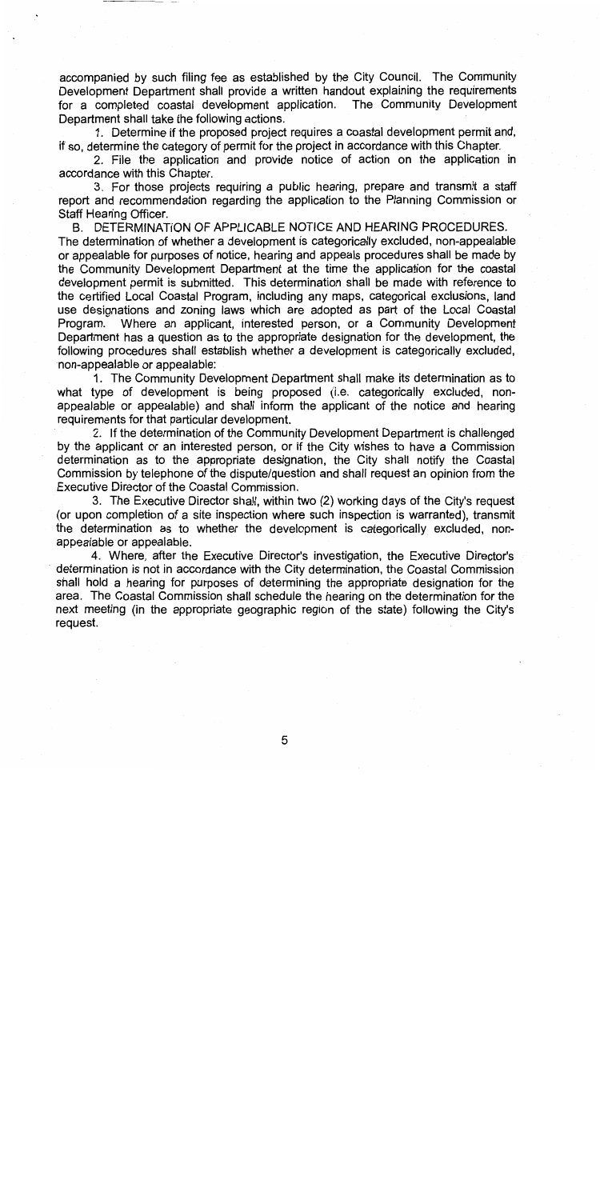accompanied by such filing fee as established by the City Council. The Community Development Department shall provide a written handout explaining the requirements for a completed coastal development application. The Community Development Department shall take the following actions.

1. Determine if the proposed project requires a coastal development permit and, if so, determine the category of permit for the project in accordance with this Chapter.

2. File the application and provide notice of action on the application in accordance with this Chapter.

3. For those projects requiring a public hearing, prepare and transmit a staff report and recommendation regarding the application to the Planning Commission or Staff Hearing Officer.

B. DETERMINATION OF APPLICABLE NOTICE AND HEARING PROCEDURES. The determination of whether a development is categorically excluded, non-appealable or appealable for purposes of notice, hearing and appeals procedures shall be made by the Community Development Department at the time the application for the coastal development permit is submitted. This determination shall be made with reference to the certified Local Coastal Program, including any maps, categorical exclusions, land use designations and zoning laws which are adopted as part of the Local Coastal Program. Where an applicant, interested person, or a Community Development Department has a question as to the appropriate designation for the development, the following procedures shall establish whether a development is categorically excluded, non-appealable or appealable:

1. The Community Development Department shall make its determination as to what type of development is being proposed (i.e. categorically excluded, non-appealable or appealable) and shall inform the applicant of the notice and hearing requirements for that particular development.

2. If the determination of the Community Development Department is challenged by the applicant or an interested person, or if the City wishes to have a Commission determination as to the appropriate designation, the City shall notify the Coastal Commission by telephone of the dispute/question and shall request an opinion from the Executive Director of the Coastal Commission.

3. The Executive Director shall, within two (2) working days of the City's request (or upon completion of a site inspection where such inspection is warranted), transmit the determination as to whether the development is categorically excluded, non-appealable or appealable.

4. Where, after the Executive Director's investigation, the Executive Director's determination is not in accordance with the City determination, the Coastal Commission shall hold a hearing for purposes of determining the appropriate designation for the area. The Coastal Commission shall schedule the hearing on the determination for the next meeting (in the appropriate geographic region of the state) following the City's request.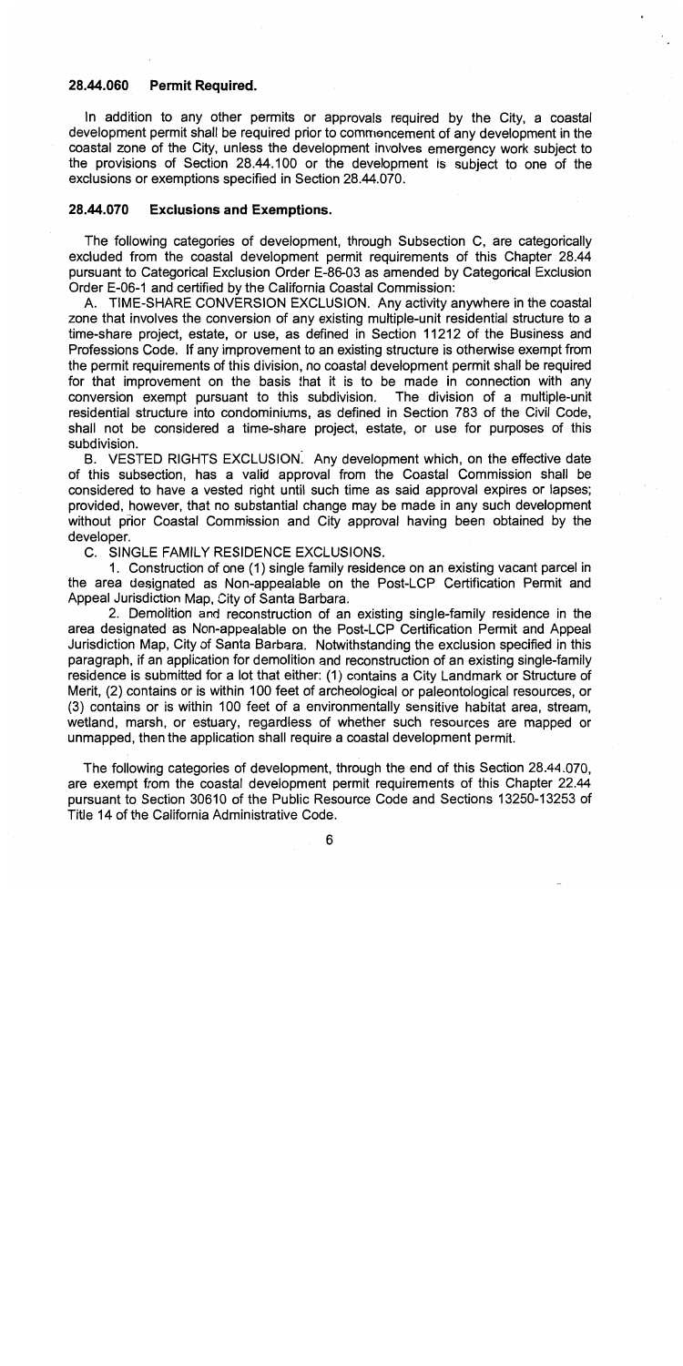### 28.44.060 Permit Required.

In addition to any other permits or approvals required by the City, a coastal development permit shall be required prior to commencement of any development in the coastal zone of the City, unless the development involves emergency work subject to the provisions of Section 28.44.100 or the development is subject to one of the exclusions or exemptions specified in Section 28.44.070.

### 28.44.070 Exclusions and Exemptions.

The following categories of development, through Subsection C, are categorically excluded from the coastal development permit requirements of this Chapter 28.44 pursuant to Categorical Exclusion Order E-86-03 as amended by Categorical Exclusion Order E-06-1 and certified by the California Coastal Commission:

A. TIME-SHARE CONVERSION EXCLUSION. Any activity anywhere in the coastal zone that involves the conversion of any existing multiple-unit residential structure to a time-share project, estate, or use, as defined in Section 11212 of the Business and Professions Code. If any improvement to an existing structure is otherwise exempt from the permit requirements of this division, no coastal development permit shall be required for that improvement on the basis that it is to be made in connection with any conversion exempt pursuant to this subdivision. The division of a multiple-unit residential structure into condominiums, as defined in Section 783 of the Civil Code, shall not be considered a time-share project, estate, or use for purposes of this subdivision.

B. VESTED RIGHTS EXCLUSION. Any development which, on the effective date of this subsection, has a valid approval from the Coastal Commission shall be considered to have a vested right until such time as said approval expires or lapses; provided, however, that no substantial change may be made in any such development without prior Coastal Commission and City approval having been obtained by the developer.

C. SINGLE FAMILY RESIDENCE EXCLUSIONS.

1. Construction of one (1) single family residence on an existing vacant parcel in the area designated as Non-appealable on the Post-LCP Certification Permit and Appeal Jurisdiction Map, City of Santa Barbara.

2. Demolition and reconstruction of an existing single-family residence in the area designated as Non-appealable on the Post-LCP Certification Permit and Appeal Jurisdiction Map, City of Santa Barbara. Notwithstanding the exclusion specified in this paragraph, if an application for demolition and reconstruction of an existing single-family residence is submitted for a lot that either: (1) contains a City Landmark or Structure of Merit, (2) contains or is within 100 feet of archeological or paleontological resources, or (3) contains or is within 100 feet of a environmentally sensitive habitat area, stream, wetland, marsh, or estuary, regardless of whether such resources are mapped or unmapped, then the application shall require a coastal development permit.

The following categories of development, through the end of this Section 28.44.070, are exempt from the coastal development permit requirements of this Chapter 22.44 pursuant to Section 30610 of the Public Resource Code and Sections 13250-13253 of Title 14 of the California Administrative Code.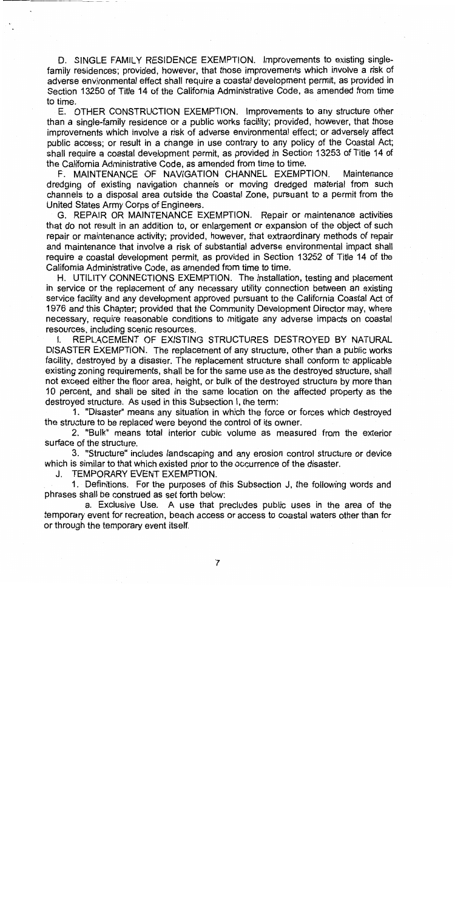D. SINGLE FAMILY RESIDENCE EXEMPTION. Improvements to existing single-family residences; provided, however, that those improvements which involve a risk of adverse environmental effect shall require a coastal development permit, as provided in Section 13250 of Title 14 of the California Administrative Code, as amended from time to time.

E. OTHER CONSTRUCTION EXEMPTION. Improvements to any structure other than a single-family residence or a public works facility; provided, however, that those improvements which involve a risk of adverse environmental effect; or adversely affect public access; or result in a change in use contrary to any policy of the Coastal Act; shall require a coastal development permit, as provided in Section 13253 of Title 14 of the California Administrative Code, as amended from time to time.

F. MAINTENANCE OF NAVIGATION CHANNEL EXEMPTION. Maintenance dredging of existing navigation channels or moving dredged material from such channels to a disposal area outside the Coastal Zone, pursuant to a permit from the United States Army Corps of Engineers.

G. REPAIR OR MAINTENANCE EXEMPTION. Repair or maintenance activities that do not result in an addition to, or enlargement or expansion of the object of such repair or maintenance activity; provided, however, that extraordinary methods of repair and maintenance that involve a risk of substantial adverse environmental impact shall require a coastal development permit, as provided in Section 13252 of Title 14 of the California Administrative Code, as amended from time to time.

H. UTILITY CONNECTIONS EXEMPTION. The installation, testing and placement in service or the replacement of any necessary utility connection between an existing service facility and any development approved pursuant to the California Coastal Act of 1976 and this Chapter; provided that the Community Development Director may, where necessary, require reasonable conditions to mitigate any adverse impacts on coastal resources, including scenic resources.

I. REPLACEMENT OF EXISTING STRUCTURES DESTROYED BY NATURAL DISASTER EXEMPTION. The replacement of any structure, other than a public works facility, destroyed by a disaster. The replacement structure shall conform to applicable existing zoning requirements, shall be for the same use as the destroyed structure, shall not exceed either the floor area, height, or bulk of the destroyed structure by more than 10 percent, and shall be sited in the same location on the affected property as the destroyed structure. As used in this Subsection I, the term:

1. "Disaster" means any situation in which the force or forces which destroyed the structure to be replaced were beyond the control of its owner.

2. "Bulk" means total interior cubic volume as measured from the exterior surface of the structure.

3. "Structure" includes landscaping and any erosion control structure or device which is similar to that which existed prior to the occurrence of the disaster.

J. TEMPORARY EVENT EXEMPTION.

1. Definitions. For the purposes of this Subsection J, the following words and phrases shall be construed as set forth below:

a. Exclusive Use. A use that precludes public uses in the area of the temporary event for recreation, beach access or access to coastal waters other than for or through the temporary event itself.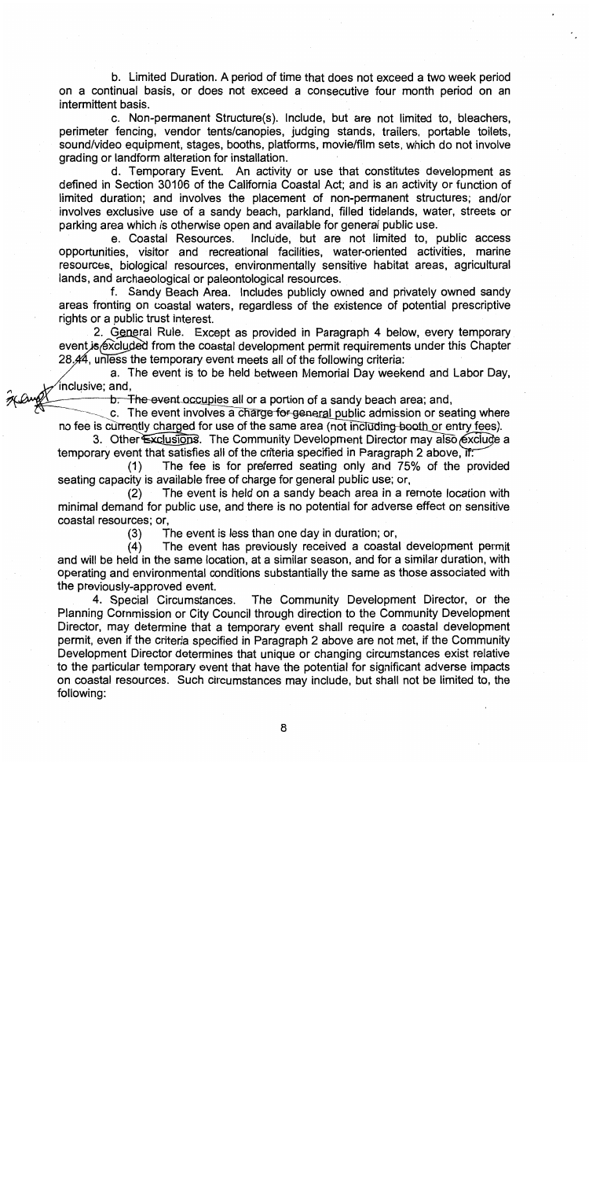b. Limited Duration. A period of time that does not exceed a two week period on a continual basis, or does not exceed a consecutive four month period on an intermittent basis.

c. Non-permanent Structure(s). Include, but are not limited to, bleachers, perimeter fencing, vendor tents/canopies, judging stands, trailers, portable toilets, sound/video equipment, stages, booths, platforms, movie/film sets, which do not involve grading or landform alteration for installation.

d. Temporary Event. An activity or use that constitutes development as defined in Section 30106 of the California Coastal Act; and is an activity or function of limited duration; and involves the placement of non-permanent structures; and/or involves exclusive use of a sandy beach, parkland, filled tidelands, water, streets or parking area which is otherwise open and available for general public use.

e. Coastal Resources. Include, but are not limited to, public access opportunities, visitor and recreational facilities, water-oriented activities, marine resources, biological resources, environmentally sensitive habitat areas, agricultural lands, and archaeological or paleontological resources.

f. Sandy Beach Area. Includes publicly owned and privately owned sandy areas fronting on coastal waters, regardless of the existence of potential prescriptive rights or a public trust interest.

2. General Rule. Except as provided in Paragraph 4 below, every temporary event is excluded from the coastal development permit requirements under this Chapter 28.44, unless the temporary event meets all of the following criteria:

a. The event is to be held between Memorial Day weekend and Labor Day, inclusive; and,

b. The event occupies all or a portion of a sandy beach area; and,

c. The event involves a charge for general public admission or seating where no fee is currently charged for use of the same area (not including booth or entry fees).

3. Other Exclusions. The Community Development Director may also exclude a temporary event that satisfies all of the criteria specified in Paragraph 2 above, if:

(1) The fee is for preferred seating only and 75% of the provided seating capacity is available free of charge for general public use; or,

(2) The event is held on a sandy beach area in a remote location with minimal demand for public use, and there is no potential for adverse effect on sensitive coastal resources; or,

(3) The event is less than one day in duration; or,

(4) The event has previously received a coastal development permit and will be held in the same location, at a similar season, and for a similar duration, with operating and environmental conditions substantially the same as those associated with the previously-approved event.

4. Special Circumstances. The Community Development Director, or the Planning Commission or City Council through direction to the Community Development Director, may determine that a temporary event shall require a coastal development permit, even if the criteria specified in Paragraph 2 above are not met, if the Community Development Director determines that unique or changing circumstances exist relative to the particular temporary event that have the potential for significant adverse impacts on coastal resources. Such circumstances may include, but shall not be limited to, the following: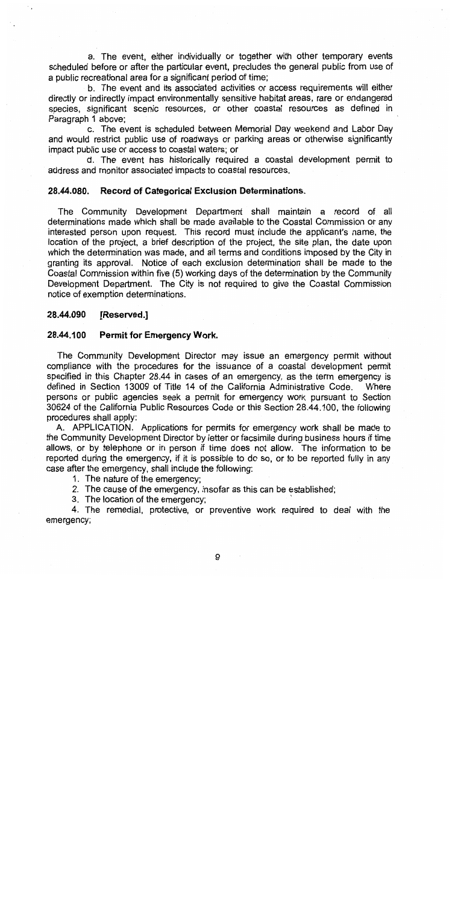a. The event, either individually or together with other temporary events scheduled before or after the particular event, precludes the general public from use of a public recreational area for a significant period of time;

b. The event and its associated activities or access requirements will either directly or indirectly impact environmentally sensitive habitat areas, rare or endangered species, significant scenic resources, or other coastal resources as defined in Paragraph 1 above;

c. The event is scheduled between Memorial Day weekend and Labor Day and would restrict public use of roadways or parking areas or otherwise significantly impact public use or access to coastal waters; or

d. The event has historically required a coastal development permit to address and monitor associated impacts to coastal resources.

### 28.44.080. Record of Categorical Exclusion Determinations.

The Community Development Department shall maintain a record of all determinations made which shall be made available to the Coastal Commission or any interested person upon request. This record must include the applicant's name, the location of the project, a brief description of the project, the site plan, the date upon which the determination was made, and all terms and conditions imposed by the City in granting its approval. Notice of each exclusion determination shall be made to the Coastal Commission within five (5) working days of the determination by the Community Development Department. The City is not required to give the Coastal Commission notice of exemption determinations.

### 28.44.090 [Reserved.]

### 28.44.100 Permit for Emergency Work.

The Community Development Director may issue an emergency permit without compliance with the procedures for the issuance of a coastal development permit specified in this Chapter 28.44 in cases of an emergency, as the term emergency is defined in Section 13009 of Title 14 of the California Administrative Code. Where persons or public agencies seek a permit for emergency work pursuant to Section 30624 of the California Public Resources Code or this Section 28.44.100, the following procedures shall apply:

A. APPLICATION. Applications for permits for emergency work shall be made to the Community Development Director by letter or facsimile during business hours if time allows, or by telephone or in person if time does not allow. The information to be reported during the emergency, if it is possible to do so, or to be reported fully in any case after the emergency, shall include the following:

1. The nature of the emergency;
2. The cause of the emergency, insofar as this can be established;
3. The location of the emergency;
4. The remedial, protective, or preventive work required to deal with the emergency;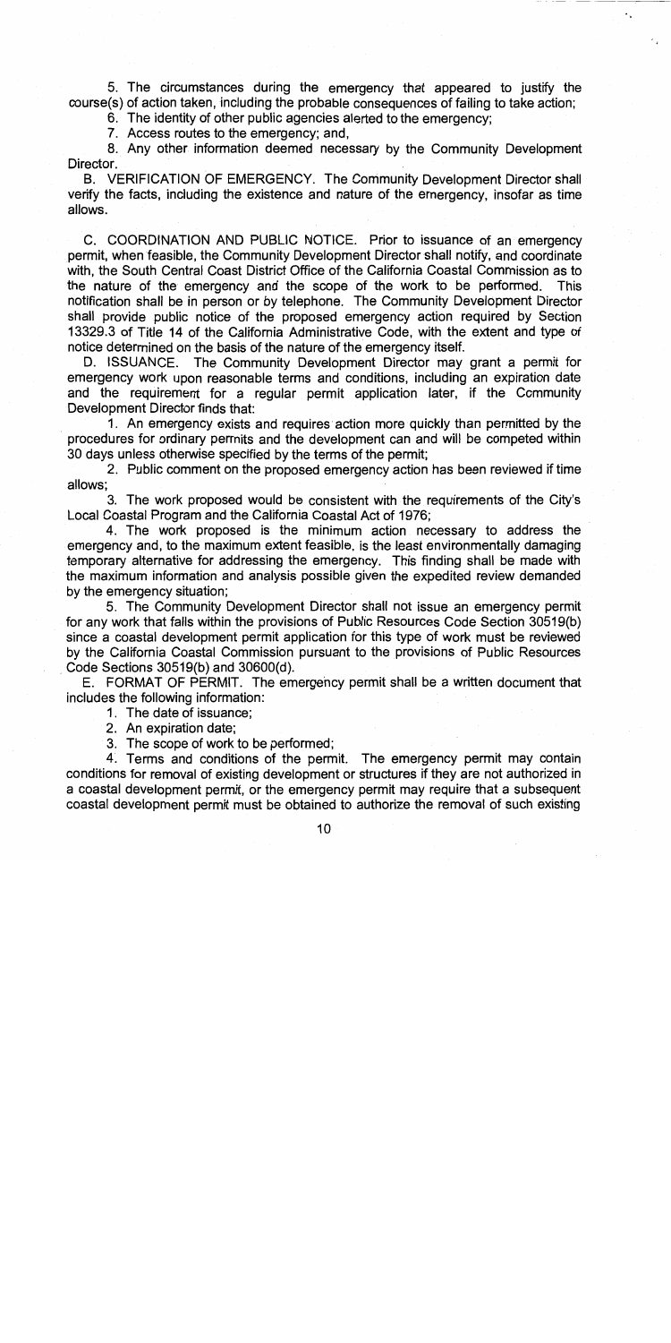5. The circumstances during the emergency that appeared to justify the course(s) of action taken, including the probable consequences of failing to take action;

6. The identity of other public agencies alerted to the emergency;

7. Access routes to the emergency; and,

8. Any other information deemed necessary by the Community Development Director.

B. VERIFICATION OF EMERGENCY. The Community Development Director shall verify the facts, including the existence and nature of the emergency, insofar as time allows.

C. COORDINATION AND PUBLIC NOTICE. Prior to issuance of an emergency permit, when feasible, the Community Development Director shall notify, and coordinate with, the South Central Coast District Office of the California Coastal Commission as to the nature of the emergency and the scope of the work to be performed. This notification shall be in person or by telephone. The Community Development Director shall provide public notice of the proposed emergency action required by Section 13329.3 of Title 14 of the California Administrative Code, with the extent and type of notice determined on the basis of the nature of the emergency itself.

D. ISSUANCE. The Community Development Director may grant a permit for emergency work upon reasonable terms and conditions, including an expiration date and the requirement for a regular permit application later, if the Community Development Director finds that:

1. An emergency exists and requires action more quickly than permitted by the procedures for ordinary permits and the development can and will be competed within 30 days unless otherwise specified by the terms of the permit;

2. Public comment on the proposed emergency action has been reviewed if time allows;

3. The work proposed would be consistent with the requirements of the City's Local Coastal Program and the California Coastal Act of 1976;

4. The work proposed is the minimum action necessary to address the emergency and, to the maximum extent feasible, is the least environmentally damaging temporary alternative for addressing the emergency. This finding shall be made with the maximum information and analysis possible given the expedited review demanded by the emergency situation;

5. The Community Development Director shall not issue an emergency permit for any work that falls within the provisions of Public Resources Code Section 30519(b) since a coastal development permit application for this type of work must be reviewed by the California Coastal Commission pursuant to the provisions of Public Resources Code Sections 30519(b) and 30600(d).

E. FORMAT OF PERMIT. The emergency permit shall be a written document that includes the following information:

1. The date of issuance;

2. An expiration date;

3. The scope of work to be performed;

4. Terms and conditions of the permit. The emergency permit may contain conditions for removal of existing development or structures if they are not authorized in a coastal development permit, or the emergency permit may require that a subsequent coastal development permit must be obtained to authorize the removal of such existing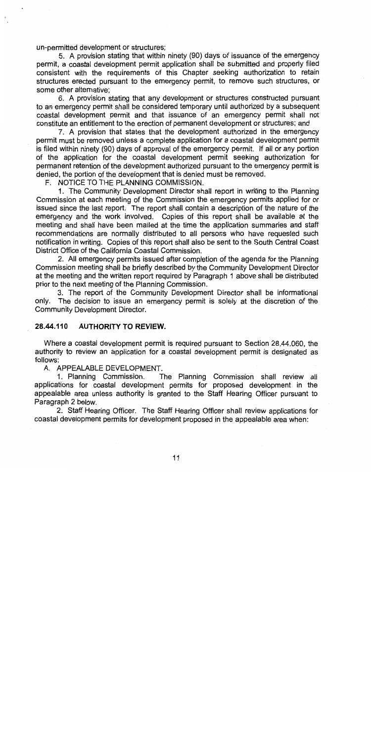un-permitted development or structures;

5. A provision stating that within ninety (90) days of issuance of the emergency permit, a coastal development permit application shall be submitted and properly filed consistent with the requirements of this Chapter seeking authorization to retain structures erected pursuant to the emergency permit, to remove such structures, or some other alternative;

6. A provision stating that any development or structures constructed pursuant to an emergency permit shall be considered temporary until authorized by a subsequent coastal development permit and that issuance of an emergency permit shall not constitute an entitlement to the erection of permanent development or structures; and

7. A provision that states that the development authorized in the emergency permit must be removed unless a complete application for a coastal development permit is filed within ninety (90) days of approval of the emergency permit. If all or any portion of the application for the coastal development permit seeking authorization for permanent retention of the development authorized pursuant to the emergency permit is denied, the portion of the development that is denied must be removed.

F. NOTICE TO THE PLANNING COMMISSION.

1. The Community Development Director shall report in writing to the Planning Commission at each meeting of the Commission the emergency permits applied for or issued since the last report. The report shall contain a description of the nature of the emergency and the work involved. Copies of this report shall be available at the meeting and shall have been mailed at the time the application summaries and staff recommendations are normally distributed to all persons who have requested such notification in writing. Copies of this report shall also be sent to the South Central Coast District Office of the California Coastal Commission.

2. All emergency permits issued after completion of the agenda for the Planning Commission meeting shall be briefly described by the Community Development Director at the meeting and the written report required by Paragraph 1 above shall be distributed prior to the next meeting of the Planning Commission.

3. The report of the Community Development Director shall be informational only. The decision to issue an emergency permit is solely at the discretion of the Community Development Director.

## 28.44.110 AUTHORITY TO REVIEW.

Where a coastal development permit is required pursuant to Section 28.44.060, the authority to review an application for a coastal development permit is designated as follows:

A. APPEALABLE DEVELOPMENT.

1. Planning Commission. The Planning Commission shall review all applications for coastal development permits for proposed development in the appealable area unless authority is granted to the Staff Hearing Officer pursuant to Paragraph 2 below.

2. Staff Hearing Officer. The Staff Hearing Officer shall review applications for coastal development permits for development proposed in the appealable area when: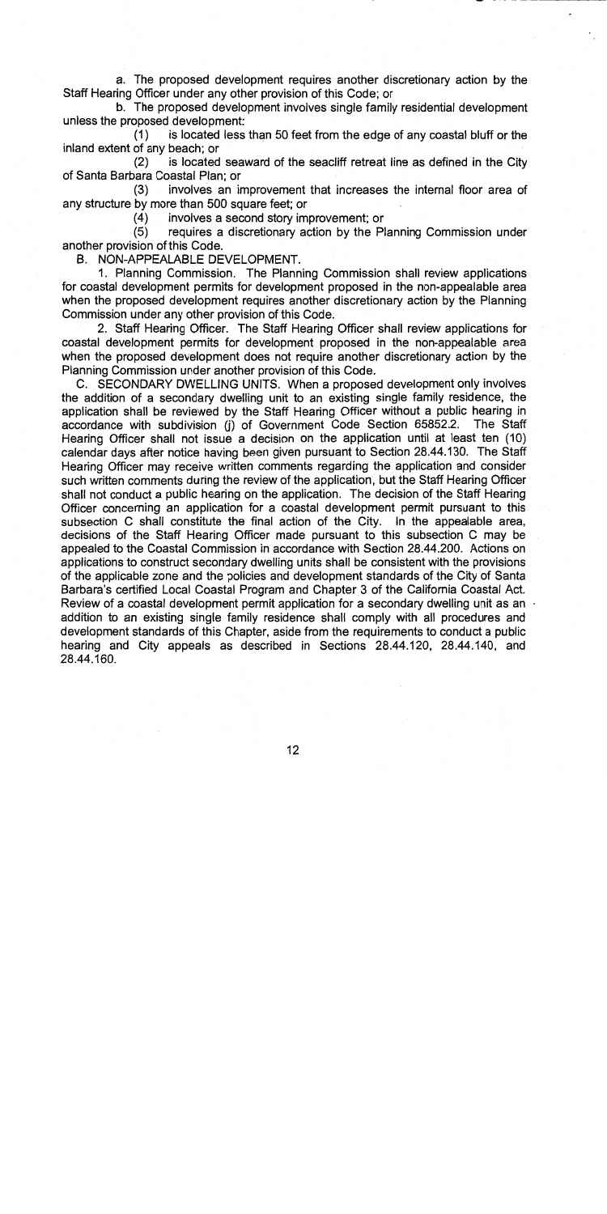a. The proposed development requires another discretionary action by the Staff Hearing Officer under any other provision of this Code; or

b. The proposed development involves single family residential development unless the proposed development:

(1) is located less than 50 feet from the edge of any coastal bluff or the inland extent of any beach; or

(2) is located seaward of the seacliff retreat line as defined in the City of Santa Barbara Coastal Plan; or

(3) involves an improvement that increases the internal floor area of any structure by more than 500 square feet; or

(4) involves a second story improvement; or

(5) requires a discretionary action by the Planning Commission under another provision of this Code.

B. NON-APPEALABLE DEVELOPMENT.

1. Planning Commission. The Planning Commission shall review applications for coastal development permits for development proposed in the non-appealable area when the proposed development requires another discretionary action by the Planning Commission under any other provision of this Code.

2. Staff Hearing Officer. The Staff Hearing Officer shall review applications for coastal development permits for development proposed in the non-appealable area when the proposed development does not require another discretionary action by the Planning Commission under another provision of this Code.

C. SECONDARY DWELLING UNITS. When a proposed development only involves the addition of a secondary dwelling unit to an existing single family residence, the application shall be reviewed by the Staff Hearing Officer without a public hearing in accordance with subdivision (j) of Government Code Section 65852.2. The Staff Hearing Officer shall not issue a decision on the application until at least ten (10) calendar days after notice having been given pursuant to Section 28.44.130. The Staff Hearing Officer may receive written comments regarding the application and consider such written comments during the review of the application, but the Staff Hearing Officer shall not conduct a public hearing on the application. The decision of the Staff Hearing Officer concerning an application for a coastal development permit pursuant to this subsection C shall constitute the final action of the City. In the appealable area, decisions of the Staff Hearing Officer made pursuant to this subsection C may be appealed to the Coastal Commission in accordance with Section 28.44.200. Actions on applications to construct secondary dwelling units shall be consistent with the provisions of the applicable zone and the policies and development standards of the City of Santa Barbara's certified Local Coastal Program and Chapter 3 of the California Coastal Act. Review of a coastal development permit application for a secondary dwelling unit as an addition to an existing single family residence shall comply with all procedures and development standards of this Chapter, aside from the requirements to conduct a public hearing and City appeals as described in Sections 28.44.120, 28.44.140, and 28.44.160.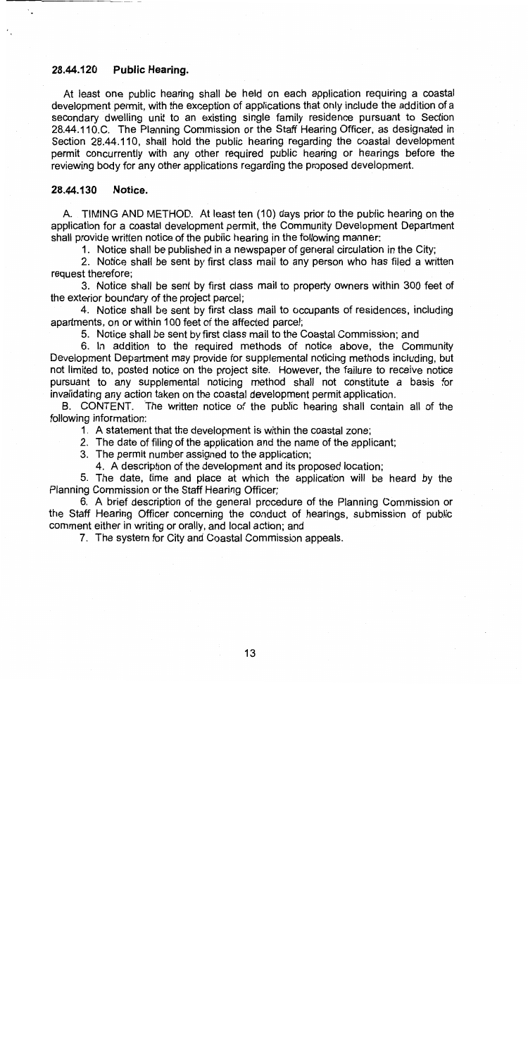### 28.44.120 Public Hearing.

At least one public hearing shall be held on each application requiring a coastal development permit, with the exception of applications that only include the addition of a secondary dwelling unit to an existing single family residence pursuant to Section 28.44.110.C. The Planning Commission or the Staff Hearing Officer, as designated in Section 28.44.110, shall hold the public hearing regarding the coastal development permit concurrently with any other required public hearing or hearings before the reviewing body for any other applications regarding the proposed development.

### 28.44.130 Notice.

A. TIMING AND METHOD. At least ten (10) days prior to the public hearing on the application for a coastal development permit, the Community Development Department shall provide written notice of the public hearing in the following manner:

1. Notice shall be published in a newspaper of general circulation in the City;

2. Notice shall be sent by first class mail to any person who has filed a written request therefore;

3. Notice shall be sent by first class mail to property owners within 300 feet of the exterior boundary of the project parcel;

4. Notice shall be sent by first class mail to occupants of residences, including apartments, on or within 100 feet of the affected parcel;

5. Notice shall be sent by first class mail to the Coastal Commission; and

6. In addition to the required methods of notice above, the Community Development Department may provide for supplemental noticing methods including, but not limited to, posted notice on the project site. However, the failure to receive notice pursuant to any supplemental noticing method shall not constitute a basis for invalidating any action taken on the coastal development permit application.

B. CONTENT. The written notice of the public hearing shall contain all of the following information:

1. A statement that the development is within the coastal zone;

2. The date of filing of the application and the name of the applicant;

3. The permit number assigned to the application;

4. A description of the development and its proposed location;

5. The date, time and place at which the application will be heard by the Planning Commission or the Staff Hearing Officer;

6. A brief description of the general procedure of the Planning Commission or the Staff Hearing Officer concerning the conduct of hearings, submission of public comment either in writing or orally, and local action; and

7. The system for City and Coastal Commission appeals.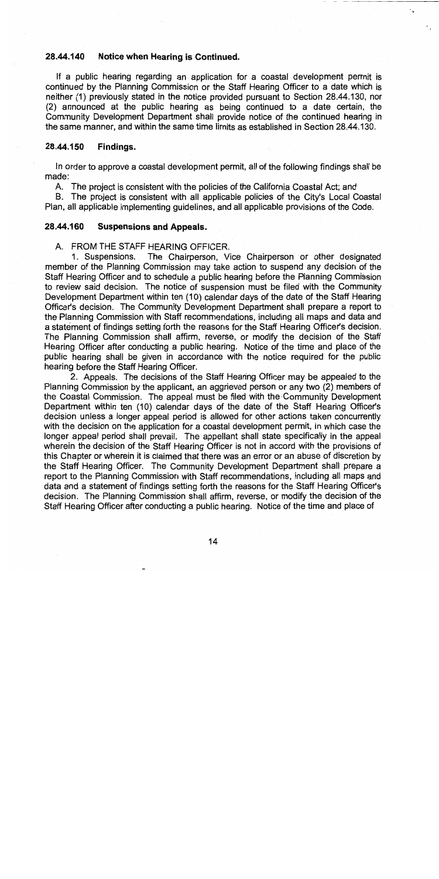### 28.44.140 Notice when Hearing is Continued.

If a public hearing regarding an application for a coastal development permit is continued by the Planning Commission or the Staff Hearing Officer to a date which is neither (1) previously stated in the notice provided pursuant to Section 28.44.130, nor (2) announced at the public hearing as being continued to a date certain, the Community Development Department shall provide notice of the continued hearing in the same manner, and within the same time limits as established in Section 28.44.130.

### 28.44.150 Findings.

In order to approve a coastal development permit, all of the following findings shall be made:

A. The project is consistent with the policies of the California Coastal Act; and

B. The project is consistent with all applicable policies of the City's Local Coastal Plan, all applicable implementing guidelines, and all applicable provisions of the Code.

### 28.44.160 Suspensions and Appeals.

A. FROM THE STAFF HEARING OFFICER.

1. Suspensions. The Chairperson, Vice Chairperson or other designated member of the Planning Commission may take action to suspend any decision of the Staff Hearing Officer and to schedule a public hearing before the Planning Commission to review said decision. The notice of suspension must be filed with the Community Development Department within ten (10) calendar days of the date of the Staff Hearing Officer's decision. The Community Development Department shall prepare a report to the Planning Commission with Staff recommendations, including all maps and data and a statement of findings setting forth the reasons for the Staff Hearing Officer's decision. The Planning Commission shall affirm, reverse, or modify the decision of the Staff Hearing Officer after conducting a public hearing. Notice of the time and place of the public hearing shall be given in accordance with the notice required for the public hearing before the Staff Hearing Officer.

2. Appeals. The decisions of the Staff Hearing Officer may be appealed to the Planning Commission by the applicant, an aggrieved person or any two (2) members of the Coastal Commission. The appeal must be filed with the Community Development Department within ten (10) calendar days of the date of the Staff Hearing Officer's decision unless a longer appeal period is allowed for other actions taken concurrently with the decision on the application for a coastal development permit, in which case the longer appeal period shall prevail. The appellant shall state specifically in the appeal wherein the decision of the Staff Hearing Officer is not in accord with the provisions of this Chapter or wherein it is claimed that there was an error or an abuse of discretion by the Staff Hearing Officer. The Community Development Department shall prepare a report to the Planning Commission with Staff recommendations, including all maps and data and a statement of findings setting forth the reasons for the Staff Hearing Officer's decision. The Planning Commission shall affirm, reverse, or modify the decision of the Staff Hearing Officer after conducting a public hearing. Notice of the time and place of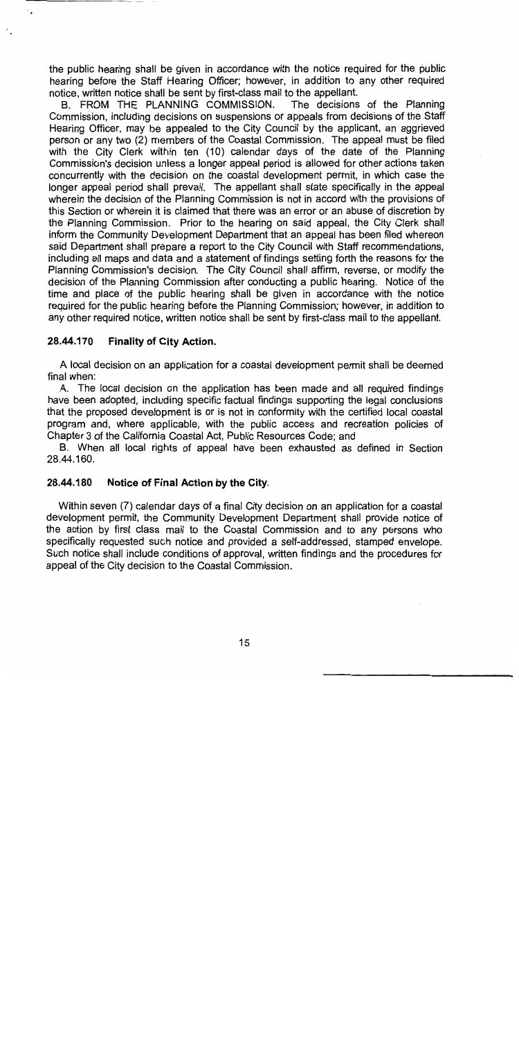the public hearing shall be given in accordance with the notice required for the public hearing before the Staff Hearing Officer; however, in addition to any other required notice, written notice shall be sent by first-class mail to the appellant.

B. FROM THE PLANNING COMMISSION. The decisions of the Planning Commission, including decisions on suspensions or appeals from decisions of the Staff Hearing Officer, may be appealed to the City Council by the applicant, an aggrieved person or any two (2) members of the Coastal Commission. The appeal must be filed with the City Clerk within ten (10) calendar days of the date of the Planning Commission's decision unless a longer appeal period is allowed for other actions taken concurrently with the decision on the coastal development permit, in which case the longer appeal period shall prevail. The appellant shall state specifically in the appeal wherein the decision of the Planning Commission is not in accord with the provisions of this Section or wherein it is claimed that there was an error or an abuse of discretion by the Planning Commission. Prior to the hearing on said appeal, the City Clerk shall inform the Community Development Department that an appeal has been filed whereon said Department shall prepare a report to the City Council with Staff recommendations, including all maps and data and a statement of findings setting forth the reasons for the Planning Commission's decision. The City Council shall affirm, reverse, or modify the decision of the Planning Commission after conducting a public hearing. Notice of the time and place of the public hearing shall be given in accordance with the notice required for the public hearing before the Planning Commission; however, in addition to any other required notice, written notice shall be sent by first-class mail to the appellant.

### 28.44.170 Finality of City Action.

A local decision on an application for a coastal development permit shall be deemed final when:

A. The local decision on the application has been made and all required findings have been adopted, including specific factual findings supporting the legal conclusions that the proposed development is or is not in conformity with the certified local coastal program and, where applicable, with the public access and recreation policies of Chapter 3 of the California Coastal Act, Public Resources Code; and

B. When all local rights of appeal have been exhausted as defined in Section 28.44.160.

### 28.44.180 Notice of Final Action by the City.

Within seven (7) calendar days of a final City decision on an application for a coastal development permit, the Community Development Department shall provide notice of the action by first class mail to the Coastal Commission and to any persons who specifically requested such notice and provided a self-addressed, stamped envelope. Such notice shall include conditions of approval, written findings and the procedures for appeal of the City decision to the Coastal Commission.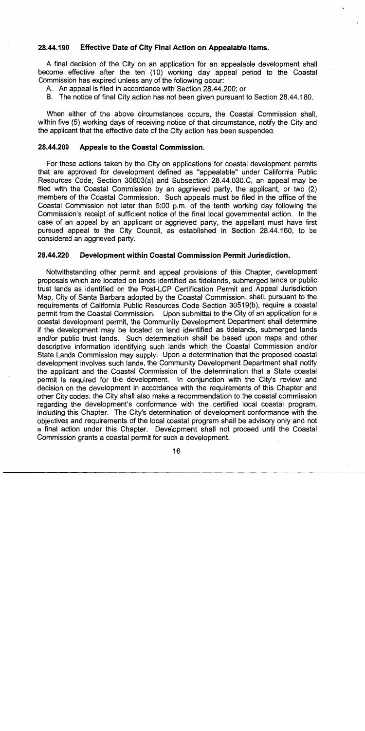### 28.44.190 Effective Date of City Final Action on Appealable Items.

A final decision of the City on an application for an appealable development shall become effective after the ten (10) working day appeal period to the Coastal Commission has expired unless any of the following occur:

A. An appeal is filed in accordance with Section 28.44.200; or
B. The notice of final City action has not been given pursuant to Section 28.44.180.

When either of the above circumstances occurs, the Coastal Commission shall, within five (5) working days of receiving notice of that circumstance, notify the City and the applicant that the effective date of the City action has been suspended.

### 28.44.200 Appeals to the Coastal Commission.

For those actions taken by the City on applications for coastal development permits that are approved for development defined as "appealable" under California Public Resources Code, Section 30603(a) and Subsection 28.44.030.C, an appeal may be filed with the Coastal Commission by an aggrieved party, the applicant, or two (2) members of the Coastal Commission. Such appeals must be filed in the office of the Coastal Commission not later than 5:00 p.m. of the tenth working day following the Commission's receipt of sufficient notice of the final local governmental action. In the case of an appeal by an applicant or aggrieved party, the appellant must have first pursued appeal to the City Council, as established in Section 28.44.160, to be considered an aggrieved party.

### 28.44.220 Development within Coastal Commission Permit Jurisdiction.

Notwithstanding other permit and appeal provisions of this Chapter, development proposals which are located on lands identified as tidelands, submerged lands or public trust lands as identified on the Post-LCP Certification Permit and Appeal Jurisdiction Map, City of Santa Barbara adopted by the Coastal Commission, shall, pursuant to the requirements of California Public Resources Code Section 30519(b), require a coastal permit from the Coastal Commission. Upon submittal to the City of an application for a coastal development permit, the Community Development Department shall determine if the development may be located on land identified as tidelands, submerged lands and/or public trust lands. Such determination shall be based upon maps and other descriptive information identifying such lands which the Coastal Commission and/or State Lands Commission may supply. Upon a determination that the proposed coastal development involves such lands, the Community Development Department shall notify the applicant and the Coastal Commission of the determination that a State coastal permit is required for the development. In conjunction with the City's review and decision on the development in accordance with the requirements of this Chapter and other City codes, the City shall also make a recommendation to the coastal commission regarding the development's conformance with the certified local coastal program, including this Chapter. The City's determination of development conformance with the objectives and requirements of the local coastal program shall be advisory only and not a final action under this Chapter. Development shall not proceed until the Coastal Commission grants a coastal permit for such a development.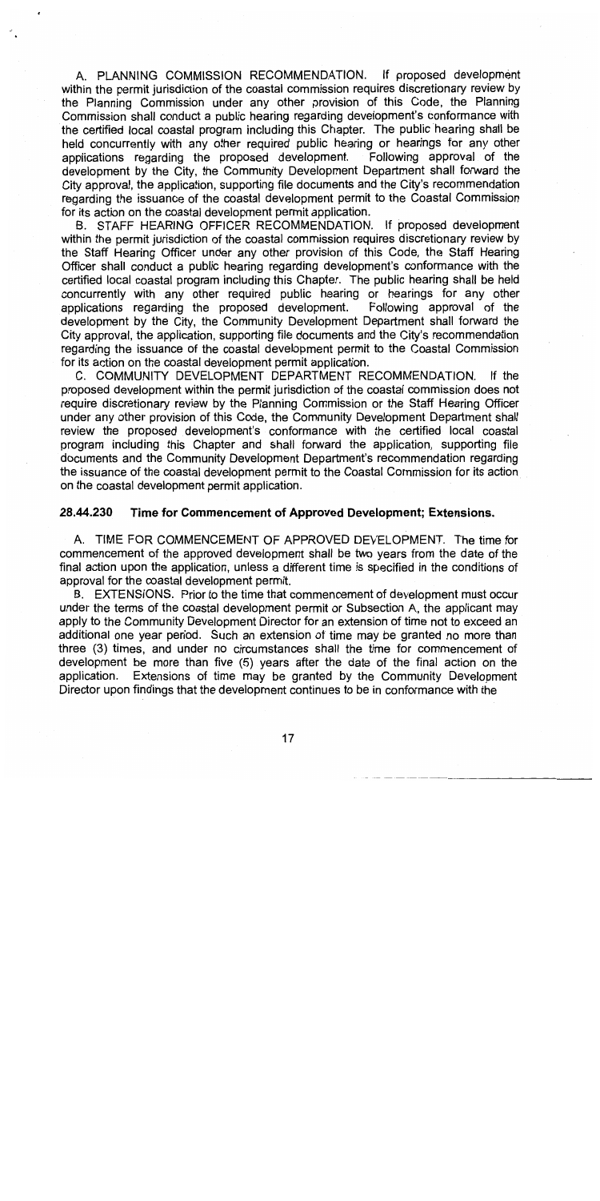A. PLANNING COMMISSION RECOMMENDATION. If proposed development within the permit jurisdiction of the coastal commission requires discretionary review by the Planning Commission under any other provision of this Code, the Planning Commission shall conduct a public hearing regarding development's conformance with the certified local coastal program including this Chapter. The public hearing shall be held concurrently with any other required public hearing or hearings for any other applications regarding the proposed development. Following approval of the development by the City, the Community Development Department shall forward the City approval, the application, supporting file documents and the City's recommendation regarding the issuance of the coastal development permit to the Coastal Commission for its action on the coastal development permit application.

B. STAFF HEARING OFFICER RECOMMENDATION. If proposed development within the permit jurisdiction of the coastal commission requires discretionary review by the Staff Hearing Officer under any other provision of this Code, the Staff Hearing Officer shall conduct a public hearing regarding development's conformance with the certified local coastal program including this Chapter. The public hearing shall be held concurrently with any other required public hearing or hearings for any other applications regarding the proposed development. Following approval of the development by the City, the Community Development Department shall forward the City approval, the application, supporting file documents and the City's recommendation regarding the issuance of the coastal development permit to the Coastal Commission for its action on the coastal development permit application.

C. COMMUNITY DEVELOPMENT DEPARTMENT RECOMMENDATION. If the proposed development within the permit jurisdiction of the coastal commission does not require discretionary review by the Planning Commission or the Staff Hearing Officer under any other provision of this Code, the Community Development Department shall review the proposed development's conformance with the certified local coastal program including this Chapter and shall forward the application, supporting file documents and the Community Development Department's recommendation regarding the issuance of the coastal development permit to the Coastal Commission for its action on the coastal development permit application.

### 28.44.230 Time for Commencement of Approved Development; Extensions.

A. TIME FOR COMMENCEMENT OF APPROVED DEVELOPMENT. The time for commencement of the approved development shall be two years from the date of the final action upon the application, unless a different time is specified in the conditions of approval for the coastal development permit.

B. EXTENSIONS. Prior to the time that commencement of development must occur under the terms of the coastal development permit or Subsection A, the applicant may apply to the Community Development Director for an extension of time not to exceed an additional one year period. Such an extension of time may be granted no more than three (3) times, and under no circumstances shall the time for commencement of development be more than five (5) years after the date of the final action on the application. Extensions of time may be granted by the Community Development Director upon findings that the development continues to be in conformance with the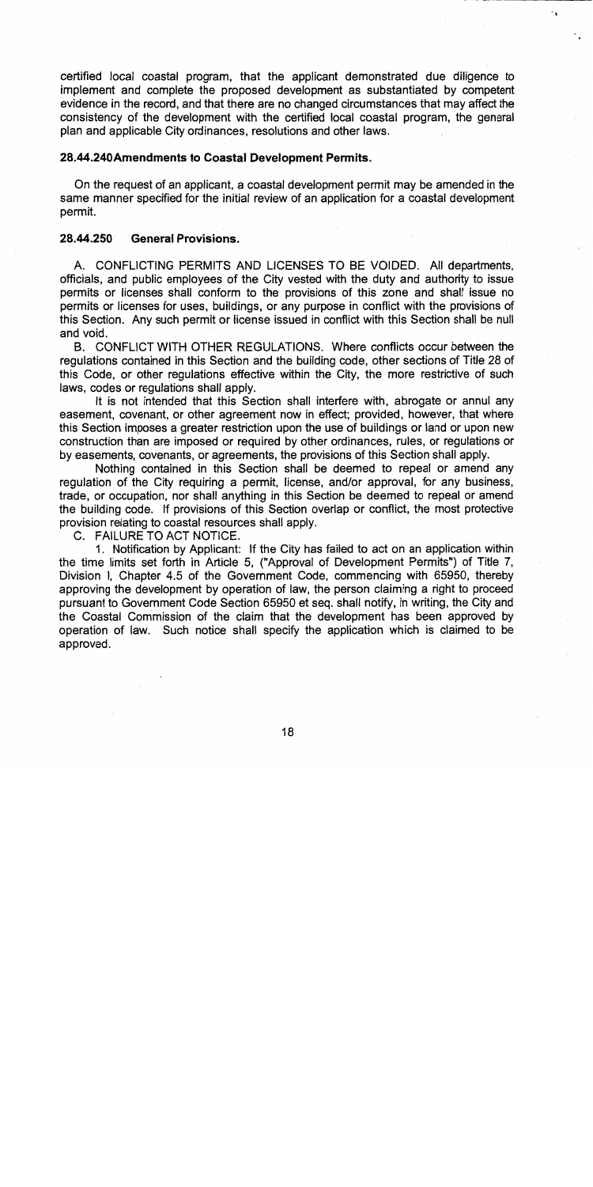certified local coastal program, that the applicant demonstrated due diligence to implement and complete the proposed development as substantiated by competent evidence in the record, and that there are no changed circumstances that may affect the consistency of the development with the certified local coastal program, the general plan and applicable City ordinances, resolutions and other laws.

### 28.44.240 Amendments to Coastal Development Permits.

On the request of an applicant, a coastal development permit may be amended in the same manner specified for the initial review of an application for a coastal development permit.

### 28.44.250 General Provisions.

A. CONFLICTING PERMITS AND LICENSES TO BE VOIDED. All departments, officials, and public employees of the City vested with the duty and authority to issue permits or licenses shall conform to the provisions of this zone and shall issue no permits or licenses for uses, buildings, or any purpose in conflict with the provisions of this Section. Any such permit or license issued in conflict with this Section shall be null and void.

B. CONFLICT WITH OTHER REGULATIONS. Where conflicts occur between the regulations contained in this Section and the building code, other sections of Title 28 of this Code, or other regulations effective within the City, the more restrictive of such laws, codes or regulations shall apply.

It is not intended that this Section shall interfere with, abrogate or annul any easement, covenant, or other agreement now in effect; provided, however, that where this Section imposes a greater restriction upon the use of buildings or land or upon new construction than are imposed or required by other ordinances, rules, or regulations or by easements, covenants, or agreements, the provisions of this Section shall apply.

Nothing contained in this Section shall be deemed to repeal or amend any regulation of the City requiring a permit, license, and/or approval, for any business, trade, or occupation, nor shall anything in this Section be deemed to repeal or amend the building code. If provisions of this Section overlap or conflict, the most protective provision relating to coastal resources shall apply.

C. FAILURE TO ACT NOTICE.

1. Notification by Applicant: If the City has failed to act on an application within the time limits set forth in Article 5, ("Approval of Development Permits") of Title 7, Division I, Chapter 4.5 of the Government Code, commencing with 65950, thereby approving the development by operation of law, the person claiming a right to proceed pursuant to Government Code Section 65950 et seq. shall notify, in writing, the City and the Coastal Commission of the claim that the development has been approved by operation of law. Such notice shall specify the application which is claimed to be approved.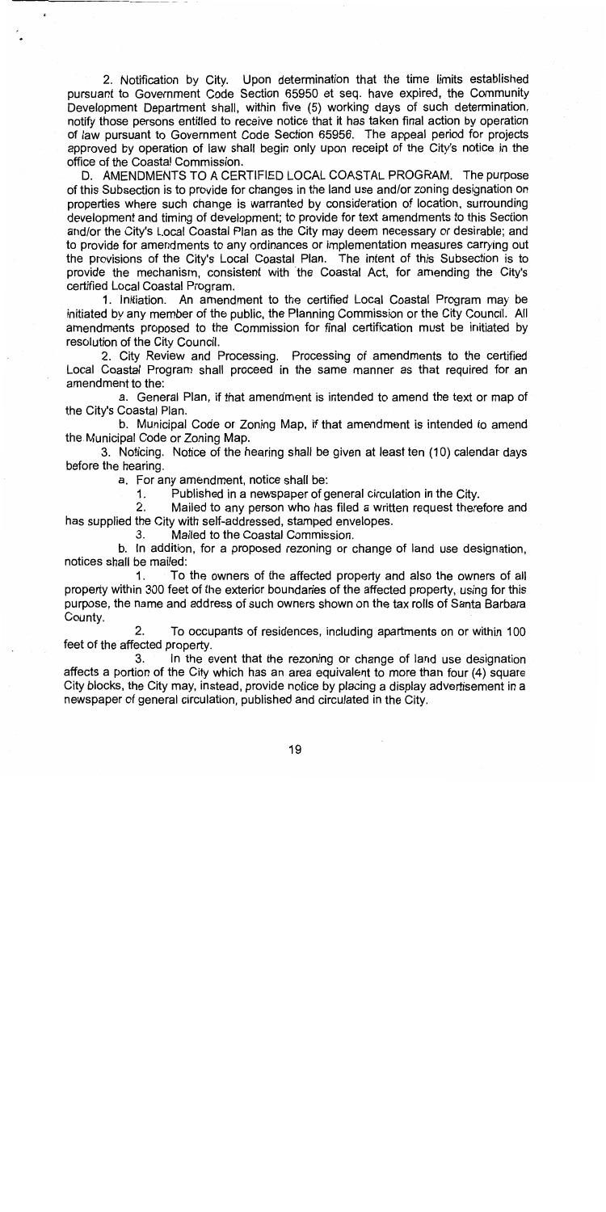2. Notification by City. Upon determination that the time limits established pursuant to Government Code Section 65950 et seq. have expired, the Community Development Department shall, within five (5) working days of such determination, notify those persons entitled to receive notice that it has taken final action by operation of law pursuant to Government Code Section 65956. The appeal period for projects approved by operation of law shall begin only upon receipt of the City's notice in the office of the Coastal Commission.

D. AMENDMENTS TO A CERTIFIED LOCAL COASTAL PROGRAM. The purpose of this Subsection is to provide for changes in the land use and/or zoning designation on properties where such change is warranted by consideration of location, surrounding development and timing of development; to provide for text amendments to this Section and/or the City's Local Coastal Plan as the City may deem necessary or desirable; and to provide for amendments to any ordinances or implementation measures carrying out the provisions of the City's Local Coastal Plan. The intent of this Subsection is to provide the mechanism, consistent with the Coastal Act, for amending the City's certified Local Coastal Program.

1. Initiation. An amendment to the certified Local Coastal Program may be initiated by any member of the public, the Planning Commission or the City Council. All amendments proposed to the Commission for final certification must be initiated by resolution of the City Council.

2. City Review and Processing. Processing of amendments to the certified Local Coastal Program shall proceed in the same manner as that required for an amendment to the:

a. General Plan, if that amendment is intended to amend the text or map of the City's Coastal Plan.

b. Municipal Code or Zoning Map, if that amendment is intended to amend the Municipal Code or Zoning Map.

3. Noticing. Notice of the hearing shall be given at least ten (10) calendar days before the hearing.

a. For any amendment, notice shall be:

1. Published in a newspaper of general circulation in the City.

2. Mailed to any person who has filed a written request therefore and has supplied the City with self-addressed, stamped envelopes.

3. Mailed to the Coastal Commission.

b. In addition, for a proposed rezoning or change of land use designation, notices shall be mailed:

1. To the owners of the affected property and also the owners of all property within 300 feet of the exterior boundaries of the affected property, using for this purpose, the name and address of such owners shown on the tax rolls of Santa Barbara County.

2. To occupants of residences, including apartments on or within 100 feet of the affected property.

3. In the event that the rezoning or change of land use designation affects a portion of the City which has an area equivalent to more than four (4) square City blocks, the City may, instead, provide notice by placing a display advertisement in a newspaper of general circulation, published and circulated in the City.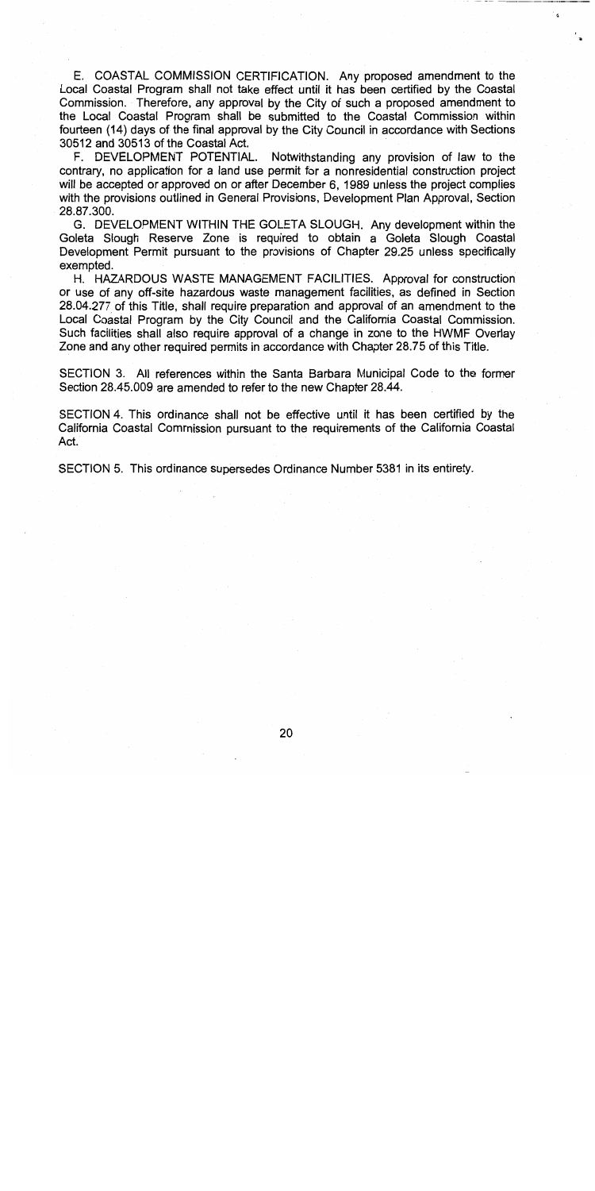E. COASTAL COMMISSION CERTIFICATION. Any proposed amendment to the Local Coastal Program shall not take effect until it has been certified by the Coastal Commission. Therefore, any approval by the City of such a proposed amendment to the Local Coastal Program shall be submitted to the Coastal Commission within fourteen (14) days of the final approval by the City Council in accordance with Sections 30512 and 30513 of the Coastal Act.

F. DEVELOPMENT POTENTIAL. Notwithstanding any provision of law to the contrary, no application for a land use permit for a nonresidential construction project will be accepted or approved on or after December 6, 1989 unless the project complies with the provisions outlined in General Provisions, Development Plan Approval, Section 28.87.300.

G. DEVELOPMENT WITHIN THE GOLETA SLOUGH. Any development within the Goleta Slough Reserve Zone is required to obtain a Goleta Slough Coastal Development Permit pursuant to the provisions of Chapter 29.25 unless specifically exempted.

H. HAZARDOUS WASTE MANAGEMENT FACILITIES. Approval for construction or use of any off-site hazardous waste management facilities, as defined in Section 28.04.277 of this Title, shall require preparation and approval of an amendment to the Local Coastal Program by the City Council and the California Coastal Commission. Such facilities shall also require approval of a change in zone to the HWMF Overlay Zone and any other required permits in accordance with Chapter 28.75 of this Title.

SECTION 3. All references within the Santa Barbara Municipal Code to the former Section 28.45.009 are amended to refer to the new Chapter 28.44.

SECTION 4. This ordinance shall not be effective until it has been certified by the California Coastal Commission pursuant to the requirements of the California Coastal Act.

SECTION 5. This ordinance supersedes Ordinance Number 5381 in its entirety.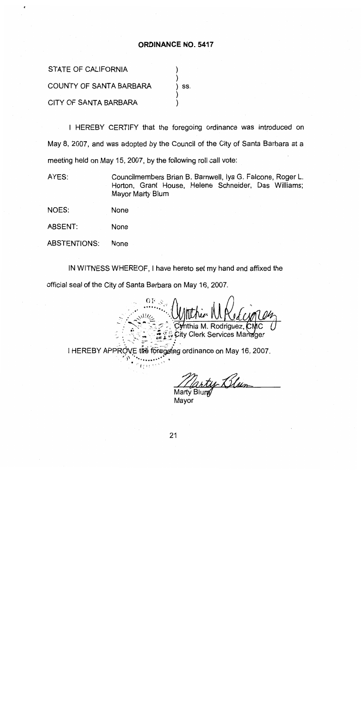## ORDINANCE NO. 5417

STATE OF CALIFORNIA )
 )
COUNTY OF SANTA BARBARA ) ss.
 )
CITY OF SANTA BARBARA )

I HEREBY CERTIFY that the foregoing ordinance was introduced on May 8, 2007, and was adopted by the Council of the City of Santa Barbara at a meeting held on May 15, 2007, by the following roll call vote:

AYES: Councilmembers Brian B. Barnwell, Iya G. Falcone, Roger L. Horton, Grant House, Helene Schneider, Das Williams; Mayor Marty Blum

NOES: None

ABSENT: None

ABSTENTIONS: None

IN WITNESS WHEREOF, I have hereto set my hand and affixed the official seal of the City of Santa Barbara on May 16, 2007.

Cynthia M. Rodriguez, CMC
City Clerk Services Manager

I HEREBY APPROVE the foregoing ordinance on May 16, 2007.

Marty Blum
Mayor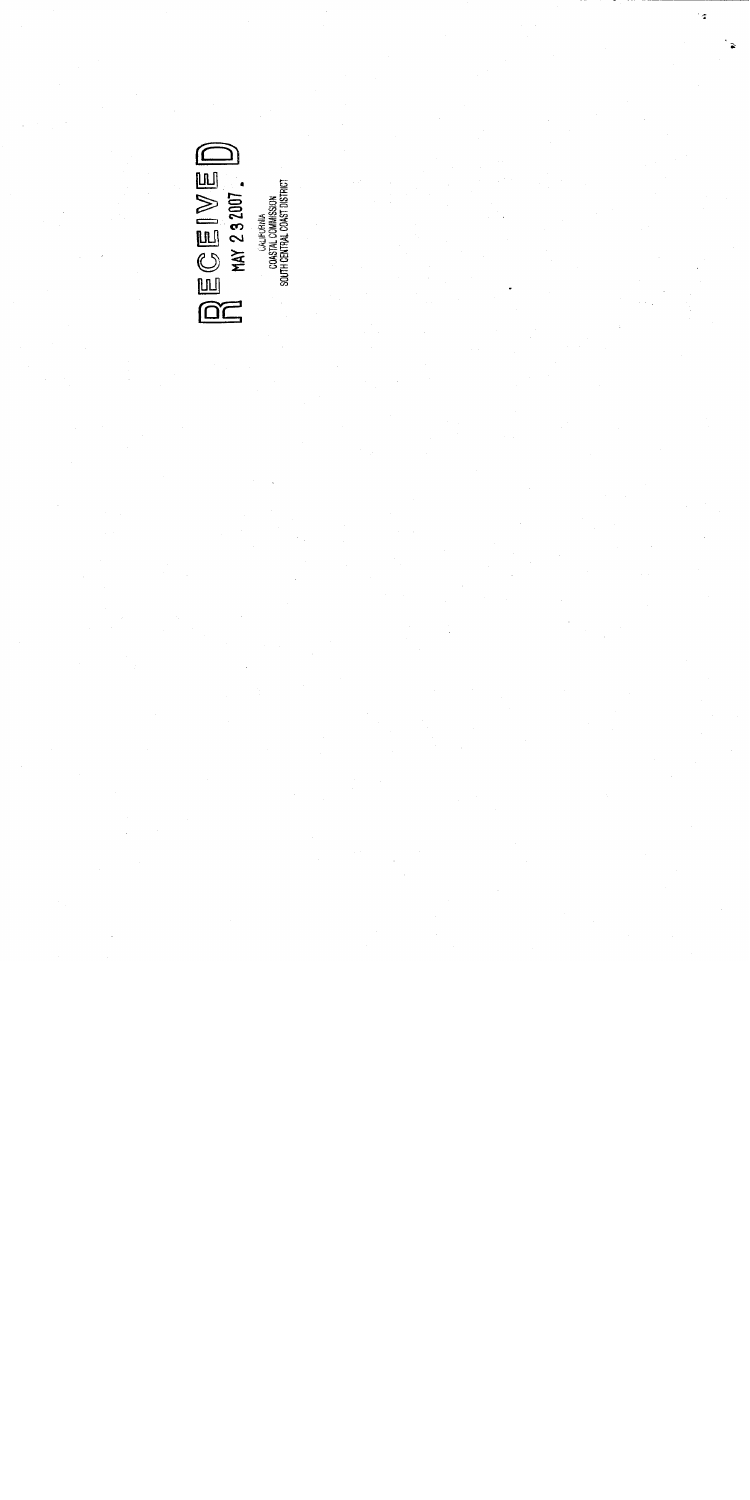RECEIVED

MAY 23 2007

CALIFORNIA
COASTAL COMMISSION
SOUTH CENTRAL COAST DISTRICT